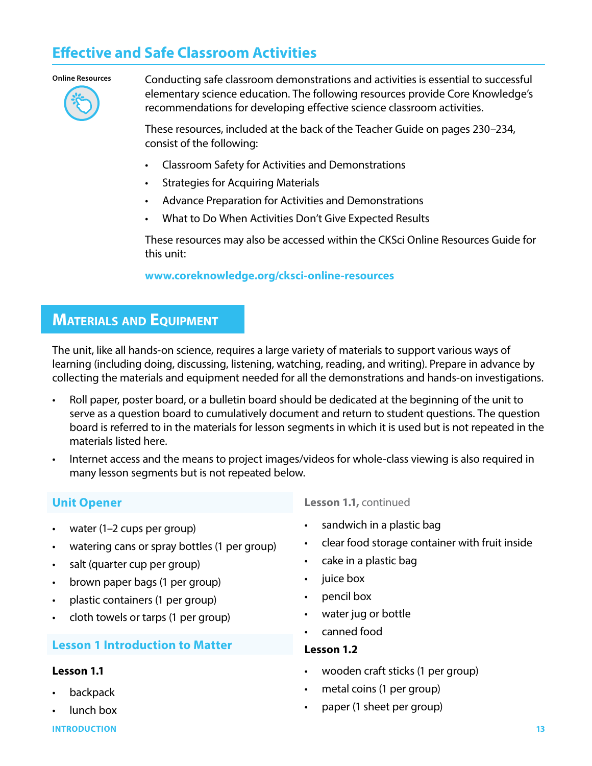## Effective and Safe Classroom Activities

Online Resources

Conducting safe classroom demonstrations and activities is essential to successful elementary science education. The following resources provide Core Knowledge's recommendations for developing effective science classroom activities.

These resources, included at the back of the Teacher Guide on pages 230–234, consist of the following:

- Classroom Safety for Activities and Demonstrations
- Strategies for Acquiring Materials
- Advance Preparation for Activities and Demonstrations
- What to Do When Activities Don't Give Expected Results

These resources may also be accessed within the CKSci Online Resources Guide for this unit:

**www.coreknowledge.org/cksci-online-resources**

## Materials and Equipment

The unit, like all hands-on science, requires a large variety of materials to support various ways of learning (including doing, discussing, listening, watching, reading, and writing). Prepare in advance by collecting the materials and equipment needed for all the demonstrations and hands-on investigations.

- Roll paper, poster board, or a bulletin board should be dedicated at the beginning of the unit to serve as a question board to cumulatively document and return to student questions. The question board is referred to in the materials for lesson segments in which it is used but is not repeated in the materials listed here.
- Internet access and the means to project images/videos for whole-class viewing is also required in many lesson segments but is not repeated below.

### Unit Opener

- water (1–2 cups per group)
- watering cans or spray bottles (1 per group)
- salt (quarter cup per group)
- brown paper bags (1 per group)
- plastic containers (1 per group)
- cloth towels or tarps (1 per group)

### Lesson 1 Introduction to Matter

**Lesson 1.1**

- backpack
- lunch box
- sandwich in a plastic bag
- clear food storage container with fruit inside
- cake in a plastic bag
- juice box
- pencil box
- water jug or bottle
- canned food

**Lesson 1.2**

- wooden craft sticks (1 per group)
- metal coins (1 per group)
- paper (1 sheet per group)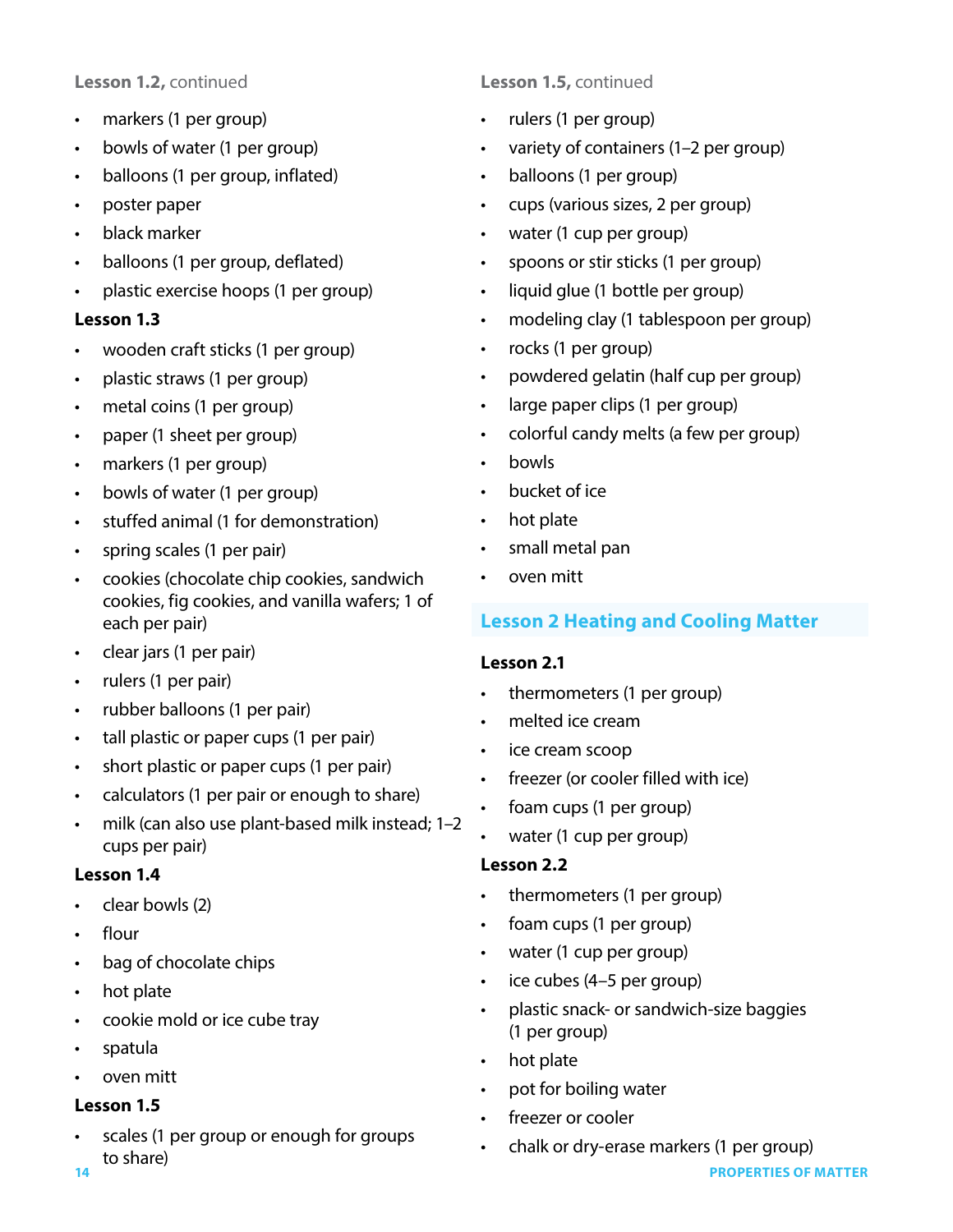**Lesson 1.2,** continued

- markers (1 per group)
- bowls of water (1 per group)
- balloons (1 per group, inflated)
- poster paper
- black marker
- balloons (1 per group, deflated)
- plastic exercise hoops (1 per group)

### Lesson 1.3

- wooden craft sticks (1 per group)
- plastic straws (1 per group)
- metal coins (1 per group)
- paper (1 sheet per group)
- markers (1 per group)
- bowls of water (1 per group)
- stuffed animal (1 for demonstration)
- spring scales (1 per pair)
- cookies (chocolate chip cookies, sandwich cookies, fig cookies, and vanilla wafers; 1 of each per pair)
- clear jars (1 per pair)
- rulers (1 per pair)
- rubber balloons (1 per pair)
- tall plastic or paper cups (1 per pair)
- short plastic or paper cups (1 per pair)
- calculators (1 per pair or enough to share)
- milk (can also use plant-based milk instead; 1–2 cups per pair)

### Lesson 1.4

- clear bowls (2)
- flour
- bag of chocolate chips
- hot plate
- cookie mold or ice cube tray
- spatula
- oven mitt

### Lesson 1.5

- scales (1 per group or enough for groups to share)

**Lesson 1.5,** continued

- rulers (1 per group)
- variety of containers (1–2 per group)
- balloons (1 per group)
- cups (various sizes, 2 per group)
- water (1 cup per group)
- spoons or stir sticks (1 per group)
- liquid glue (1 bottle per group)
- modeling clay (1 tablespoon per group)
- rocks (1 per group)
- powdered gelatin (half cup per group)
- large paper clips (1 per group)
- colorful candy melts (a few per group)
- bowls
- bucket of ice
- hot plate
- small metal pan
- oven mitt

## Lesson 2 Heating and Cooling Matter

### Lesson 2.1

- thermometers (1 per group)
- melted ice cream
- ice cream scoop
- freezer (or cooler filled with ice)
- foam cups (1 per group)
- water (1 cup per group)

### Lesson 2.2

- thermometers (1 per group)
- foam cups (1 per group)
- water (1 cup per group)
- ice cubes (4–5 per group)
- plastic snack- or sandwich-size baggies (1 per group)
- hot plate
- pot for boiling water
- freezer or cooler
- chalk or dry-erase markers (1 per group)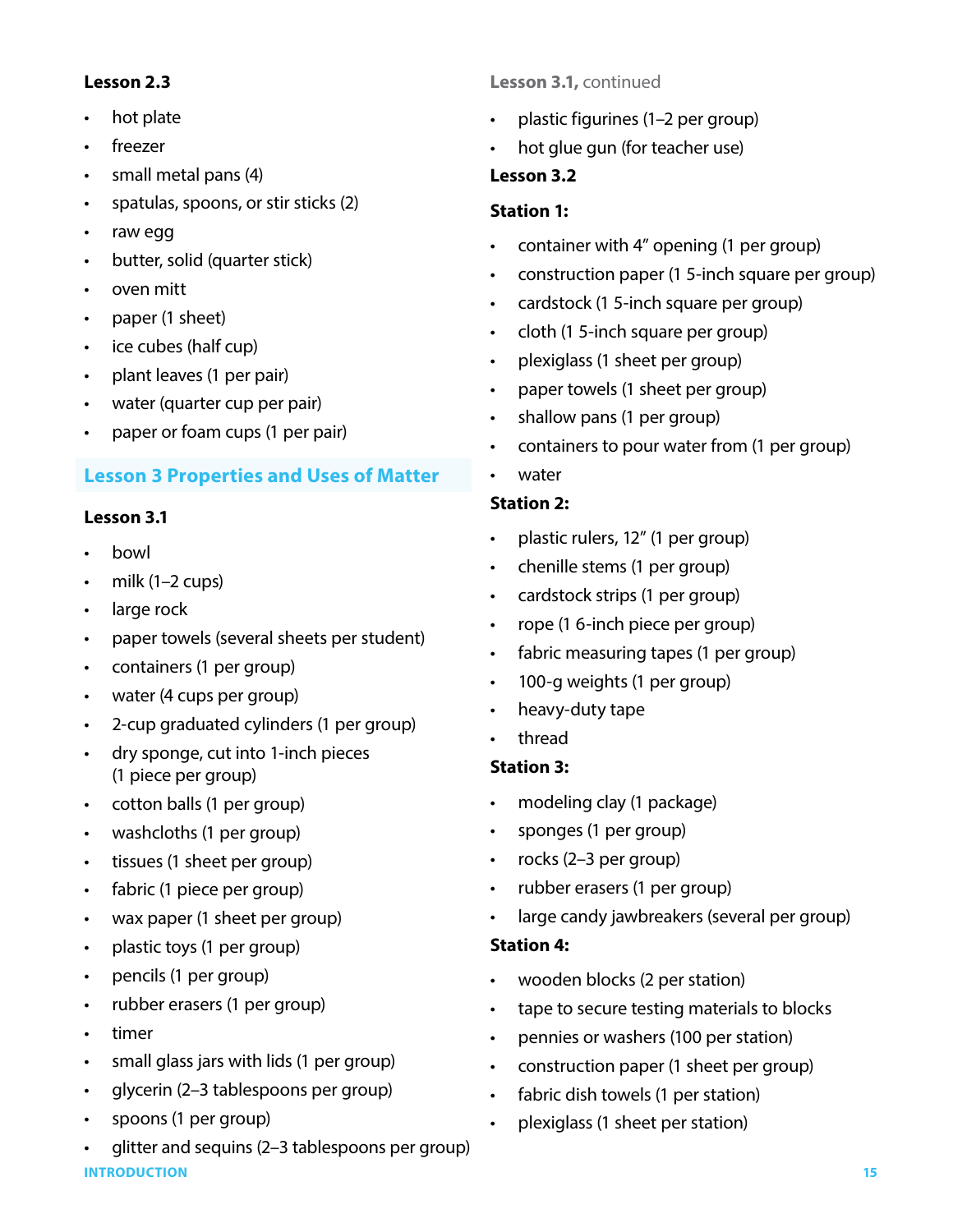**Lesson 2.3**

- hot plate
- freezer
- small metal pans (4)
- spatulas, spoons, or stir sticks (2)
- raw egg
- butter, solid (quarter stick)
- oven mitt
- paper (1 sheet)
- ice cubes (half cup)
- plant leaves (1 per pair)
- water (quarter cup per pair)
- paper or foam cups (1 per pair)

## Lesson 3 Properties and Uses of Matter

**Lesson 3.1**

- bowl
- milk (1–2 cups)
- large rock
- paper towels (several sheets per student)
- containers (1 per group)
- water (4 cups per group)
- 2-cup graduated cylinders (1 per group)
- dry sponge, cut into 1-inch pieces (1 piece per group)
- cotton balls (1 per group)
- washcloths (1 per group)
- tissues (1 sheet per group)
- fabric (1 piece per group)
- wax paper (1 sheet per group)
- plastic toys (1 per group)
- pencils (1 per group)
- rubber erasers (1 per group)
- timer
- small glass jars with lids (1 per group)
- glycerin (2–3 tablespoons per group)
- spoons (1 per group)
- glitter and sequins (2–3 tablespoons per group)

**Lesson 3.1,** continued

- plastic figurines (1–2 per group)
- hot glue gun (for teacher use)

**Lesson 3.2**

**Station 1:**

- container with 4" opening (1 per group)
- construction paper (1 5-inch square per group)
- cardstock (1 5-inch square per group)
- cloth (1 5-inch square per group)
- plexiglass (1 sheet per group)
- paper towels (1 sheet per group)
- shallow pans (1 per group)
- containers to pour water from (1 per group)
- water

**Station 2:**

- plastic rulers, 12" (1 per group)
- chenille stems (1 per group)
- cardstock strips (1 per group)
- rope (1 6-inch piece per group)
- fabric measuring tapes (1 per group)
- 100-g weights (1 per group)
- heavy-duty tape
- thread

**Station 3:**

- modeling clay (1 package)
- sponges (1 per group)
- rocks (2–3 per group)
- rubber erasers (1 per group)
- large candy jawbreakers (several per group)

**Station 4:**

- wooden blocks (2 per station)
- tape to secure testing materials to blocks
- pennies or washers (100 per station)
- construction paper (1 sheet per group)
- fabric dish towels (1 per station)
- plexiglass (1 sheet per station)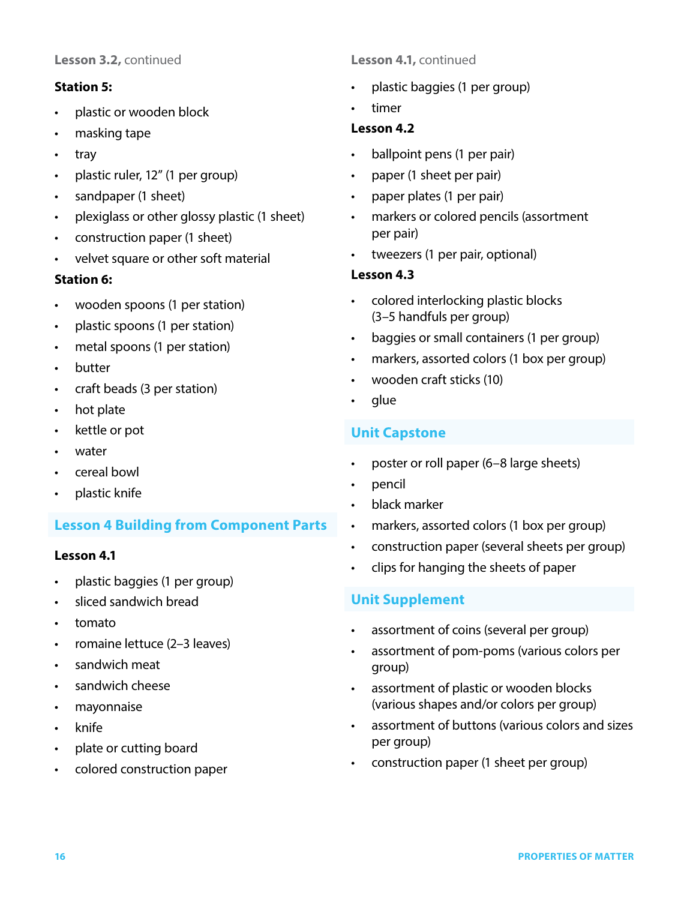Lesson 3.2, continued

**Station 5:**

- plastic or wooden block
- masking tape
- tray
- plastic ruler, 12" (1 per group)
- sandpaper (1 sheet)
- plexiglass or other glossy plastic (1 sheet)
- construction paper (1 sheet)
- velvet square or other soft material

**Station 6:**

- wooden spoons (1 per station)
- plastic spoons (1 per station)
- metal spoons (1 per station)
- butter
- craft beads (3 per station)
- hot plate
- kettle or pot
- water
- cereal bowl
- plastic knife

## Lesson 4 Building from Component Parts

**Lesson 4.1**

- plastic baggies (1 per group)
- sliced sandwich bread
- tomato
- romaine lettuce (2–3 leaves)
- sandwich meat
- sandwich cheese
- mayonnaise
- knife
- plate or cutting board
- colored construction paper

Lesson 4.1, continued

- plastic baggies (1 per group)
- timer

**Lesson 4.2**

- ballpoint pens (1 per pair)
- paper (1 sheet per pair)
- paper plates (1 per pair)
- markers or colored pencils (assortment per pair)
- tweezers (1 per pair, optional)

**Lesson 4.3**

- colored interlocking plastic blocks (3–5 handfuls per group)
- baggies or small containers (1 per group)
- markers, assorted colors (1 box per group)
- wooden craft sticks (10)
- glue

## Unit Capstone

- poster or roll paper (6–8 large sheets)
- pencil
- black marker
- markers, assorted colors (1 box per group)
- construction paper (several sheets per group)
- clips for hanging the sheets of paper

## Unit Supplement

- assortment of coins (several per group)
- assortment of pom-poms (various colors per group)
- assortment of plastic or wooden blocks (various shapes and/or colors per group)
- assortment of buttons (various colors and sizes per group)
- construction paper (1 sheet per group)